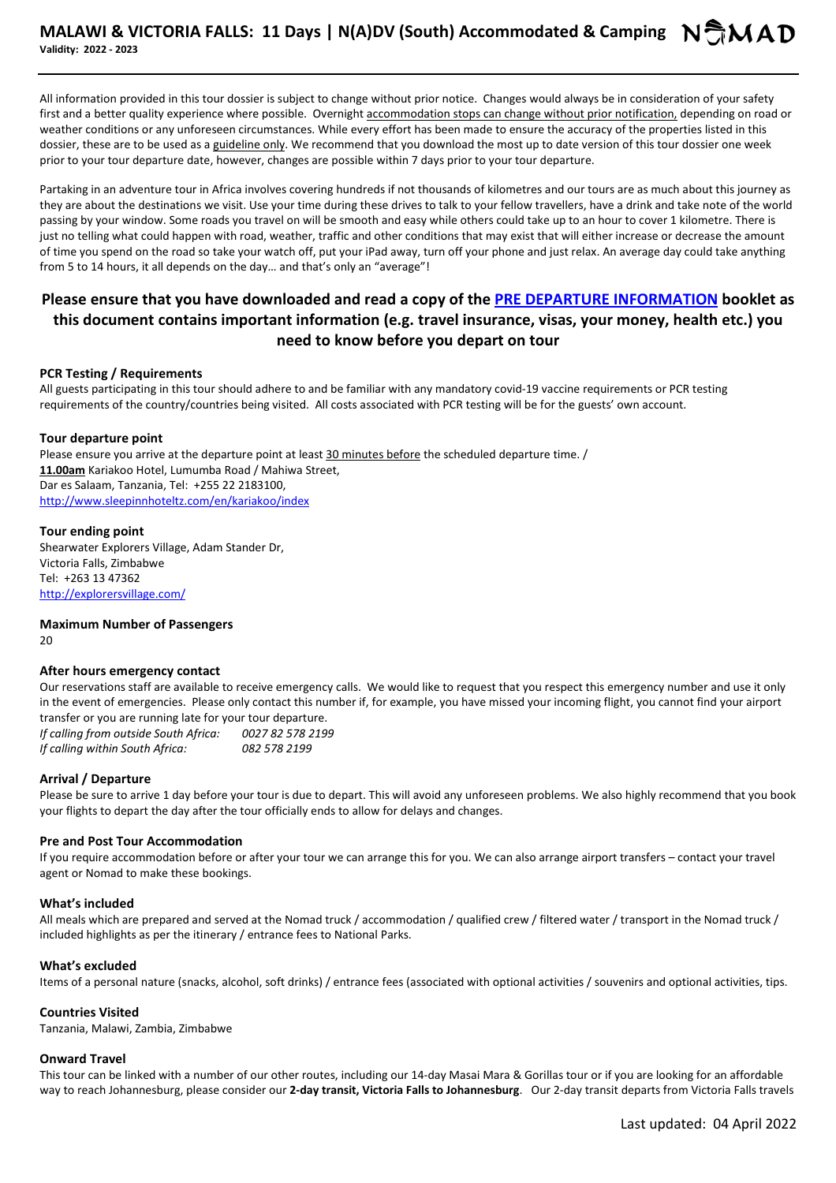# MALAWI & VICTORIA FALLS: 11 Days | N(A)DV (South) Accommodated & Camping

**Validity: 2022 - 2023**

All information provided in this tour dossier is subject to change without prior notice. Changes would always be in consideration of your safety first and a better quality experience where possible. Overnight accommodation stops can change without prior notification, depending on road or weather conditions or any unforeseen circumstances. While every effort has been made to ensure the accuracy of the properties listed in this dossier, these are to be used as a guideline only. We recommend that you download the most up to date version of this tour dossier one week prior to your tour departure date, however, changes are possible within 7 days prior to your tour departure.

Partaking in an adventure tour in Africa involves covering hundreds if not thousands of kilometres and our tours are as much about this journey as they are about the destinations we visit. Use your time during these drives to talk to your fellow travellers, have a drink and take note of the world passing by your window. Some roads you travel on will be smooth and easy while others could take up to an hour to cover 1 kilometre. There is just no telling what could happen with road, weather, traffic and other conditions that may exist that will either increase or decrease the amount of time you spend on the road so take your watch off, put your iPad away, turn off your phone and just relax. An average day could take anything from 5 to 14 hours, it all depends on the day… and that's only an "average"!

## Please ensure that you have downloaded and read a copy of the PRE DEPARTURE INFORMATION booklet as this document contains important information (e.g. travel insurance, visas, your money, health etc.) you need to know before you depart on tour

### PCR Testing / Requirements

All guests participating in this tour should adhere to and be familiar with any mandatory covid-19 vaccine requirements or PCR testing requirements of the country/countries being visited. All costs associated with PCR testing will be for the guests' own account.

### Tour departure point

Please ensure you arrive at the departure point at least 30 minutes before the scheduled departure time. /
**11.00am** Kariakoo Hotel, Lumumba Road / Mahiwa Street,
Dar es Salaam, Tanzania, Tel: +255 22 2183100,
http://www.sleepinnhoteltz.com/en/kariakoo/index

### Tour ending point

Shearwater Explorers Village, Adam Stander Dr,
Victoria Falls, Zimbabwe
Tel: +263 13 47362
http://explorersvillage.com/

### Maximum Number of Passengers

20

### After hours emergency contact

Our reservations staff are available to receive emergency calls. We would like to request that you respect this emergency number and use it only in the event of emergencies. Please only contact this number if, for example, you have missed your incoming flight, you cannot find your airport transfer or you are running late for your tour departure.

*If calling from outside South Africa:* *0027 82 578 2199*
*If calling within South Africa:* *082 578 2199*

### Arrival / Departure

Please be sure to arrive 1 day before your tour is due to depart. This will avoid any unforeseen problems. We also highly recommend that you book your flights to depart the day after the tour officially ends to allow for delays and changes.

### Pre and Post Tour Accommodation

If you require accommodation before or after your tour we can arrange this for you. We can also arrange airport transfers – contact your travel agent or Nomad to make these bookings.

### What's included

All meals which are prepared and served at the Nomad truck / accommodation / qualified crew / filtered water / transport in the Nomad truck / included highlights as per the itinerary / entrance fees to National Parks.

### What's excluded

Items of a personal nature (snacks, alcohol, soft drinks) / entrance fees (associated with optional activities / souvenirs and optional activities, tips.

### Countries Visited

Tanzania, Malawi, Zambia, Zimbabwe

### Onward Travel

This tour can be linked with a number of our other routes, including our 14-day Masai Mara & Gorillas tour or if you are looking for an affordable way to reach Johannesburg, please consider our **2-day transit, Victoria Falls to Johannesburg**. Our 2-day transit departs from Victoria Falls travels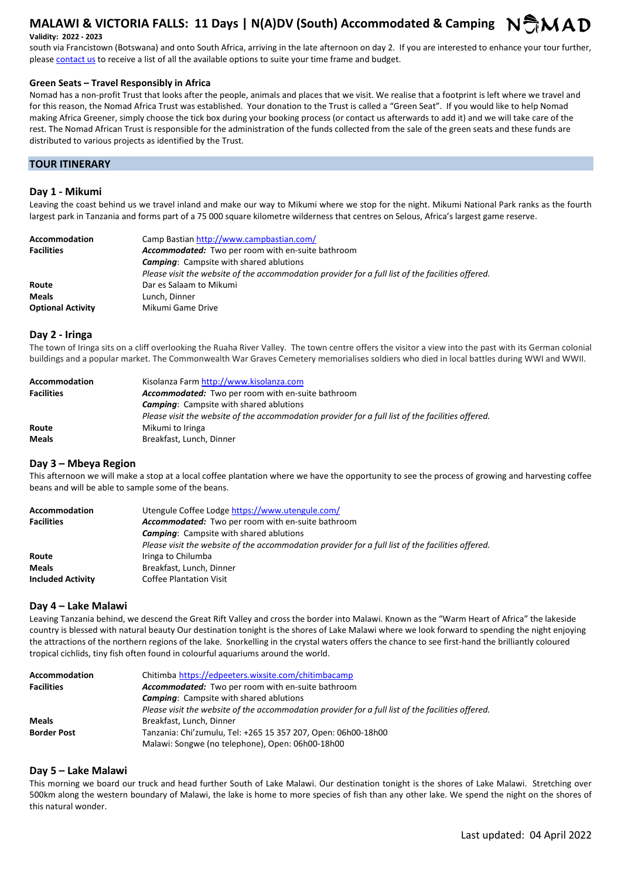south via Francistown (Botswana) and onto South Africa, arriving in the late afternoon on day 2. If you are interested to enhance your tour further, please contact us to receive a list of all the available options to suite your time frame and budget.

### Green Seats – Travel Responsibly in Africa

Nomad has a non-profit Trust that looks after the people, animals and places that we visit. We realise that a footprint is left where we travel and for this reason, the Nomad Africa Trust was established. Your donation to the Trust is called a "Green Seat". If you would like to help Nomad making Africa Greener, simply choose the tick box during your booking process (or contact us afterwards to add it) and we will take care of the rest. The Nomad African Trust is responsible for the administration of the funds collected from the sale of the green seats and these funds are distributed to various projects as identified by the Trust.

## TOUR ITINERARY

### Day 1 - Mikumi

Leaving the coast behind us we travel inland and make our way to Mikumi where we stop for the night. Mikumi National Park ranks as the fourth largest park in Tanzania and forms part of a 75 000 square kilometre wilderness that centres on Selous, Africa's largest game reserve.

| | |
|---|---|
| **Accommodation** | Camp Bastian http://www.campbastian.com/ |
| **Facilities** | ***Accommodated:*** Two per room with en-suite bathroom<br>***Camping***: Campsite with shared ablutions<br>*Please visit the website of the accommodation provider for a full list of the facilities offered.* |
| **Route** | Dar es Salaam to Mikumi |
| **Meals** | Lunch, Dinner |
| **Optional Activity** | Mikumi Game Drive |

### Day 2 - Iringa

The town of Iringa sits on a cliff overlooking the Ruaha River Valley. The town centre offers the visitor a view into the past with its German colonial buildings and a popular market. The Commonwealth War Graves Cemetery memorialises soldiers who died in local battles during WWI and WWII.

| | |
|---|---|
| **Accommodation** | Kisolanza Farm http://www.kisolanza.com |
| **Facilities** | ***Accommodated:*** Two per room with en-suite bathroom<br>***Camping***: Campsite with shared ablutions<br>*Please visit the website of the accommodation provider for a full list of the facilities offered.* |
| **Route** | Mikumi to Iringa |
| **Meals** | Breakfast, Lunch, Dinner |

### Day 3 – Mbeya Region

This afternoon we will make a stop at a local coffee plantation where we have the opportunity to see the process of growing and harvesting coffee beans and will be able to sample some of the beans.

| | |
|---|---|
| **Accommodation** | Utengule Coffee Lodge https://www.utengule.com/ |
| **Facilities** | ***Accommodated:*** Two per room with en-suite bathroom<br>***Camping***: Campsite with shared ablutions<br>*Please visit the website of the accommodation provider for a full list of the facilities offered.* |
| **Route** | Iringa to Chilumba |
| **Meals** | Breakfast, Lunch, Dinner |
| **Included Activity** | Coffee Plantation Visit |

### Day 4 – Lake Malawi

Leaving Tanzania behind, we descend the Great Rift Valley and cross the border into Malawi. Known as the "Warm Heart of Africa" the lakeside country is blessed with natural beauty Our destination tonight is the shores of Lake Malawi where we look forward to spending the night enjoying the attractions of the northern regions of the lake. Snorkelling in the crystal waters offers the chance to see first-hand the brilliantly coloured tropical cichlids, tiny fish often found in colourful aquariums around the world.

| | |
|---|---|
| **Accommodation** | Chitimba https://edpeeters.wixsite.com/chitimbacamp |
| **Facilities** | ***Accommodated:*** Two per room with en-suite bathroom<br>***Camping***: Campsite with shared ablutions<br>*Please visit the website of the accommodation provider for a full list of the facilities offered.* |
| **Meals** | Breakfast, Lunch, Dinner |
| **Border Post** | Tanzania: Chi'zumulu, Tel: +265 15 357 207, Open: 06h00-18h00<br>Malawi: Songwe (no telephone), Open: 06h00-18h00 |

### Day 5 – Lake Malawi

This morning we board our truck and head further South of Lake Malawi. Our destination tonight is the shores of Lake Malawi. Stretching over 500km along the western boundary of Malawi, the lake is home to more species of fish than any other lake. We spend the night on the shores of this natural wonder.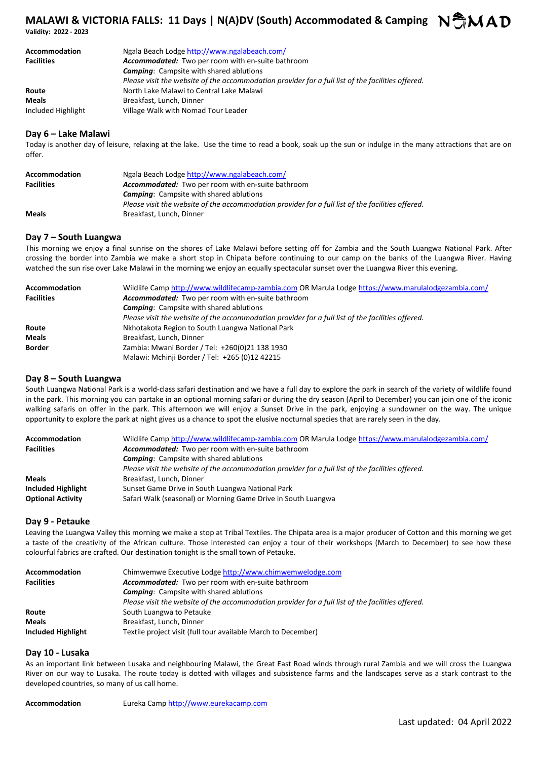| | |
|---|---|
| **Accommodation** | Ngala Beach Lodge http://www.ngalabeach.com/ |
| **Facilities** | ***Accommodated:*** Two per room with en-suite bathroom |
| | ***Camping***: Campsite with shared ablutions |
| | *Please visit the website of the accommodation provider for a full list of the facilities offered.* |
| **Route** | North Lake Malawi to Central Lake Malawi |
| **Meals** | Breakfast, Lunch, Dinner |
| Included Highlight | Village Walk with Nomad Tour Leader |

## Day 6 – Lake Malawi

Today is another day of leisure, relaxing at the lake. Use the time to read a book, soak up the sun or indulge in the many attractions that are on offer.

| | |
|---|---|
| **Accommodation** | Ngala Beach Lodge http://www.ngalabeach.com/ |
| **Facilities** | ***Accommodated:*** Two per room with en-suite bathroom |
| | ***Camping***: Campsite with shared ablutions |
| | *Please visit the website of the accommodation provider for a full list of the facilities offered.* |
| **Meals** | Breakfast, Lunch, Dinner |

## Day 7 – South Luangwa

This morning we enjoy a final sunrise on the shores of Lake Malawi before setting off for Zambia and the South Luangwa National Park. After crossing the border into Zambia we make a short stop in Chipata before continuing to our camp on the banks of the Luangwa River. Having watched the sun rise over Lake Malawi in the morning we enjoy an equally spectacular sunset over the Luangwa River this evening.

| | |
|---|---|
| **Accommodation** | Wildlife Camp http://www.wildlifecamp-zambia.com OR Marula Lodge https://www.marulalodgezambia.com/ |
| **Facilities** | ***Accommodated:*** Two per room with en-suite bathroom |
| | ***Camping***: Campsite with shared ablutions |
| | *Please visit the website of the accommodation provider for a full list of the facilities offered.* |
| **Route** | Nkhotakota Region to South Luangwa National Park |
| **Meals** | Breakfast, Lunch, Dinner |
| **Border** | Zambia: Mwani Border / Tel: +260(0)21 138 1930 |
| | Malawi: Mchinji Border / Tel: +265 (0)12 42215 |

## Day 8 – South Luangwa

South Luangwa National Park is a world-class safari destination and we have a full day to explore the park in search of the variety of wildlife found in the park. This morning you can partake in an optional morning safari or during the dry season (April to December) you can join one of the iconic walking safaris on offer in the park. This afternoon we will enjoy a Sunset Drive in the park, enjoying a sundowner on the way. The unique opportunity to explore the park at night gives us a chance to spot the elusive nocturnal species that are rarely seen in the day.

| | |
|---|---|
| **Accommodation** | Wildlife Camp http://www.wildlifecamp-zambia.com OR Marula Lodge https://www.marulalodgezambia.com/ |
| **Facilities** | ***Accommodated:*** Two per room with en-suite bathroom |
| | ***Camping***: Campsite with shared ablutions |
| | *Please visit the website of the accommodation provider for a full list of the facilities offered.* |
| **Meals** | Breakfast, Lunch, Dinner |
| **Included Highlight** | Sunset Game Drive in South Luangwa National Park |
| **Optional Activity** | Safari Walk (seasonal) or Morning Game Drive in South Luangwa |

## Day 9 - Petauke

Leaving the Luangwa Valley this morning we make a stop at Tribal Textiles. The Chipata area is a major producer of Cotton and this morning we get a taste of the creativity of the African culture. Those interested can enjoy a tour of their workshops (March to December) to see how these colourful fabrics are crafted. Our destination tonight is the small town of Petauke.

| | |
|---|---|
| **Accommodation** | Chimwemwe Executive Lodge http://www.chimwemwelodge.com |
| **Facilities** | ***Accommodated:*** Two per room with en-suite bathroom |
| | ***Camping***: Campsite with shared ablutions |
| | *Please visit the website of the accommodation provider for a full list of the facilities offered.* |
| **Route** | South Luangwa to Petauke |
| **Meals** | Breakfast, Lunch, Dinner |
| **Included Highlight** | Textile project visit (full tour available March to December) |

## Day 10 - Lusaka

As an important link between Lusaka and neighbouring Malawi, the Great East Road winds through rural Zambia and we will cross the Luangwa River on our way to Lusaka. The route today is dotted with villages and subsistence farms and the landscapes serve as a stark contrast to the developed countries, so many of us call home.

| | |
|---|---|
| **Accommodation** | Eureka Camp http://www.eurekacamp.com |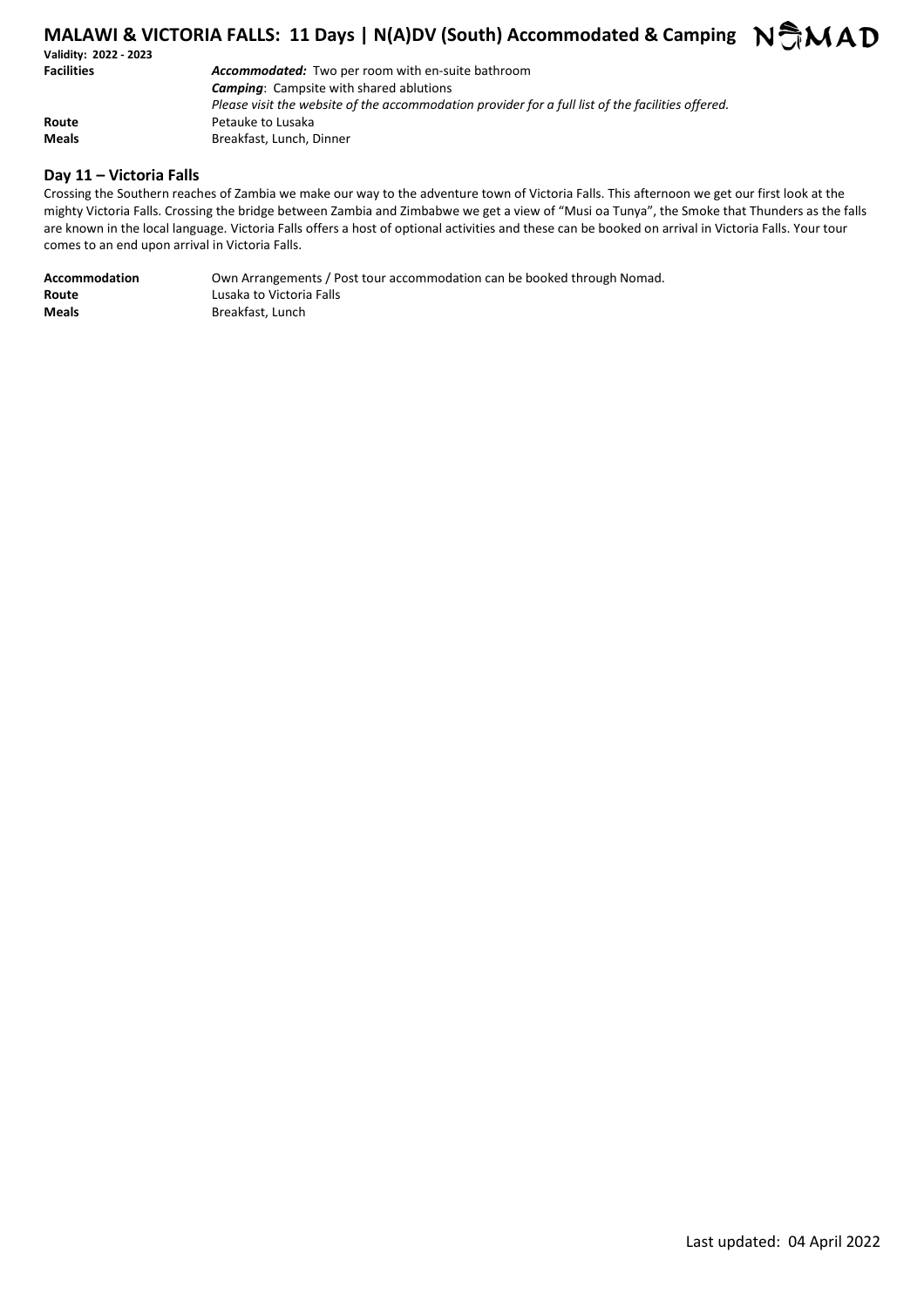# MALAWI & VICTORIA FALLS: 11 Days | N(A)DV (South) Accommodated & Camping

**Validity: 2022 - 2023**

| | |
|---|---|
| **Facilities** | ***Accommodated:*** Two per room with en-suite bathroom |
| | ***Camping***: Campsite with shared ablutions |
| | *Please visit the website of the accommodation provider for a full list of the facilities offered.* |
| **Route** | Petauke to Lusaka |
| **Meals** | Breakfast, Lunch, Dinner |

## Day 11 – Victoria Falls

Crossing the Southern reaches of Zambia we make our way to the adventure town of Victoria Falls. This afternoon we get our first look at the mighty Victoria Falls. Crossing the bridge between Zambia and Zimbabwe we get a view of "Musi oa Tunya", the Smoke that Thunders as the falls are known in the local language. Victoria Falls offers a host of optional activities and these can be booked on arrival in Victoria Falls. Your tour comes to an end upon arrival in Victoria Falls.

| | |
|---|---|
| **Accommodation** | Own Arrangements / Post tour accommodation can be booked through Nomad. |
| **Route** | Lusaka to Victoria Falls |
| **Meals** | Breakfast, Lunch |

Last updated: 04 April 2022